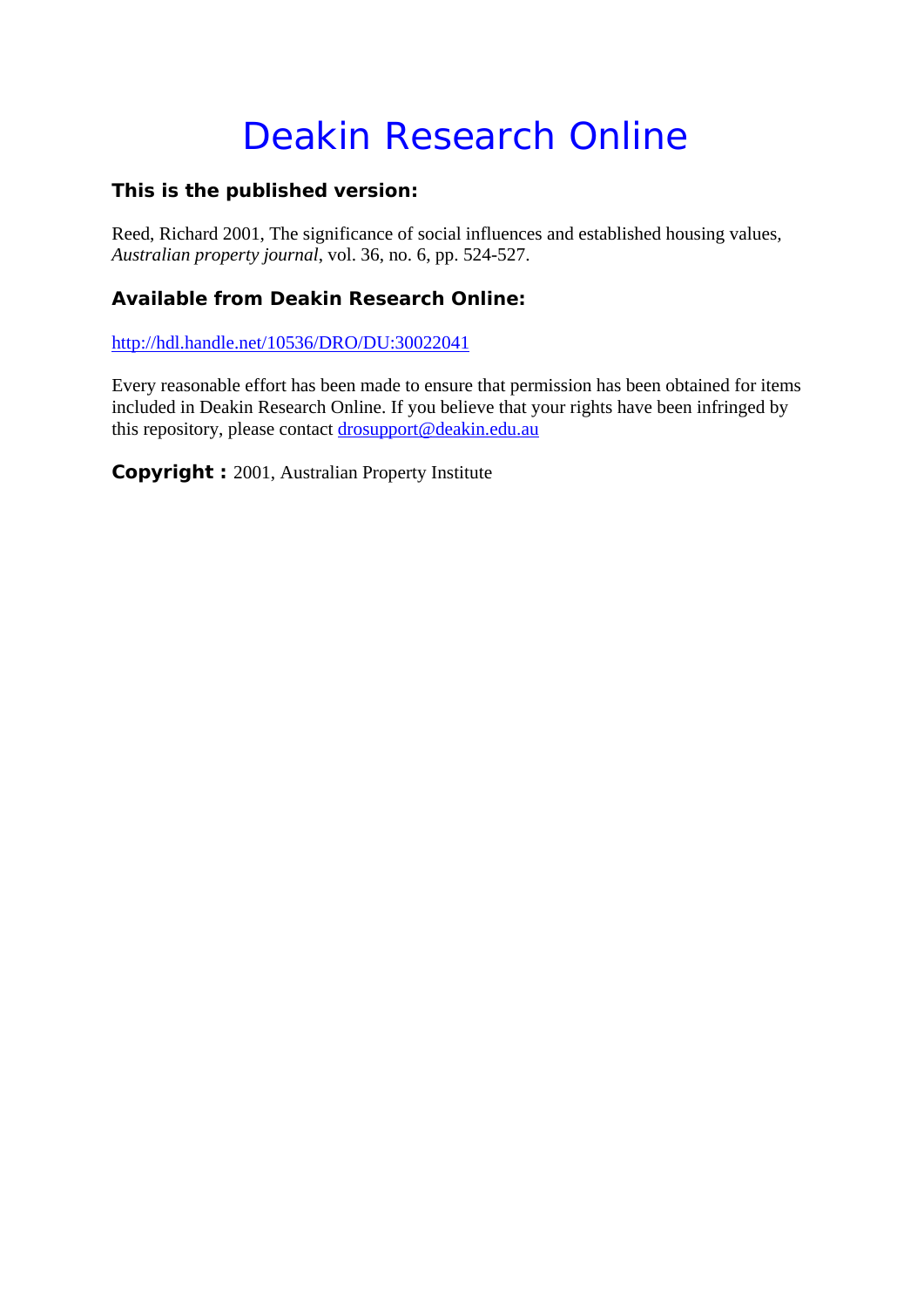# Deakin Research Online

### This is the published version:

Reed, Richard 2001, The significance of social influences and established housing values, *Australian property journal*, vol. 36, no. 6, pp. 524-527.

### Available from Deakin Research Online:

http://hdl.handle.net/10536/DRO/DU:30022041

Every reasonable effort has been made to ensure that permission has been obtained for items included in Deakin Research Online. If you believe that your rights have been infringed by this repository, please contact drosupport@deakin.edu.au

**Copyright :** 2001, Australian Property Institute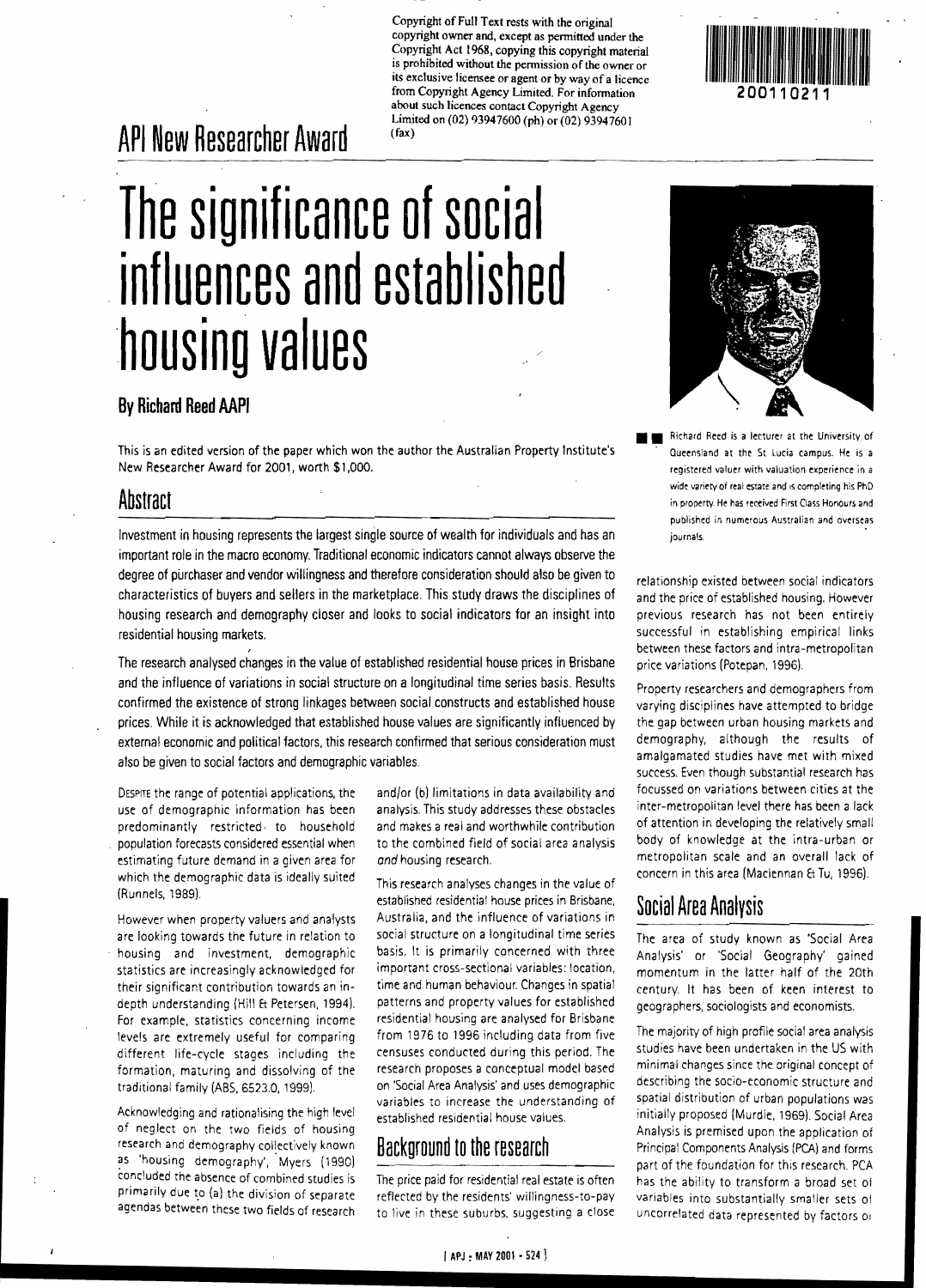Copyright of Full Text rests with the original copyright owner and, except as permitted under the Copyright Act 1968, copying this copyright material is prohibited without the permission of the owner or its exclusive licensee or agent or by way of a licence from Copyright Agency Limited. For information about such licences contact Copyright Agency Limited on (02) 93947600 (ph) or (02) 93947601 (fax)

## API New Researcher Award

# The significance of social influences and established housing values

### By Richard Reed AAPI

This is an edited version of the paper which won the author the Australian Property Institute's New Researcher Award for 2001, worth $1,000.

Richard Reed is a lecturer at the University of Queensland at the St Lucia campus. He is a registered valuer with valuation experience in a wide variety of real estate and is completing his PhD in property. He has received First Class Honours and published in numerous Australian and overseas journals.

## Abstract

Investment in housing represents the largest single source of wealth for individuals and has an important role in the macro economy. Traditional economic indicators cannot always observe the degree of purchaser and vendor willingness and therefore consideration should also be given to characteristics of buyers and sellers in the marketplace. This study draws the disciplines of housing research and demography closer and looks to social indicators for an insight into residential housing markets.

The research analysed changes in the value of established residential house prices in Brisbane and the influence of variations in social structure on a longitudinal time series basis. Results confirmed the existence of strong linkages between social constructs and established house prices. While it is acknowledged that established house values are significantly influenced by external economic and political factors, this research confirmed that serious consideration must also be given to social factors and demographic variables.

Despite the range of potential applications, the use of demographic information has been predominantly restricted to household population forecasts considered essential when estimating future demand in a given area for which the demographic data is ideally suited (Runnels, 1989).

However when property valuers and analysts are looking towards the future in relation to housing and investment, demographic statistics are increasingly acknowledged for their significant contribution towards an in-depth understanding (Hill & Petersen, 1994). For example, statistics concerning income levels are extremely useful for comparing different life-cycle stages including the formation, maturing and dissolving of the traditional family (ABS, 6523.0, 1999).

Acknowledging and rationalising the high level of neglect on the two fields of housing research and demography collectively known as 'housing demography', Myers (1990) concluded the absence of combined studies is primarily due to (a) the division of separate agendas between these two fields of research and/or (b) limitations in data availability and analysis. This study addresses these obstacles and makes a real and worthwhile contribution to the combined field of social area analysis *and* housing research.

This research analyses changes in the value of established residential house prices in Brisbane, Australia, and the influence of variations in social structure on a longitudinal time series basis. It is primarily concerned with three important cross-sectional variables: location, time and human behaviour. Changes in spatial patterns and property values for established residential housing are analysed for Brisbane from 1976 to 1996 including data from five censuses conducted during this period. The research proposes a conceptual model based on 'Social Area Analysis' and uses demographic variables to increase the understanding of established residential house values.

## Background to the research

The price paid for residential real estate is often reflected by the residents' willingness-to-pay to live in these suburbs, suggesting a close relationship existed between social indicators and the price of established housing. However previous research has not been entirely successful in establishing empirical links between these factors and intra-metropolitan price variations (Potepan, 1996).

Property researchers and demographers from varying disciplines have attempted to bridge the gap between urban housing markets and demography, although the results of amalgamated studies have met with mixed success. Even though substantial research has focussed on variations between cities at the inter-metropolitan level there has been a lack of attention in developing the relatively small body of knowledge at the intra-urban or metropolitan scale and an overall lack of concern in this area (Maclennan & Tu, 1996).

## Social Area Analysis

The area of study known as 'Social Area Analysis' or 'Social Geography' gained momentum in the latter half of the 20th century. It has been of keen interest to geographers, sociologists and economists.

The majority of high profile social area analysis studies have been undertaken in the US with minimal changes since the original concept of describing the socio-economic structure and spatial distribution of urban populations was initially proposed (Murdie, 1969). Social Area Analysis is premised upon the application of Principal Components Analysis (PCA) and forms part of the foundation for this research. PCA has the ability to transform a broad set of variables into substantially smaller sets of uncorrelated data represented by factors or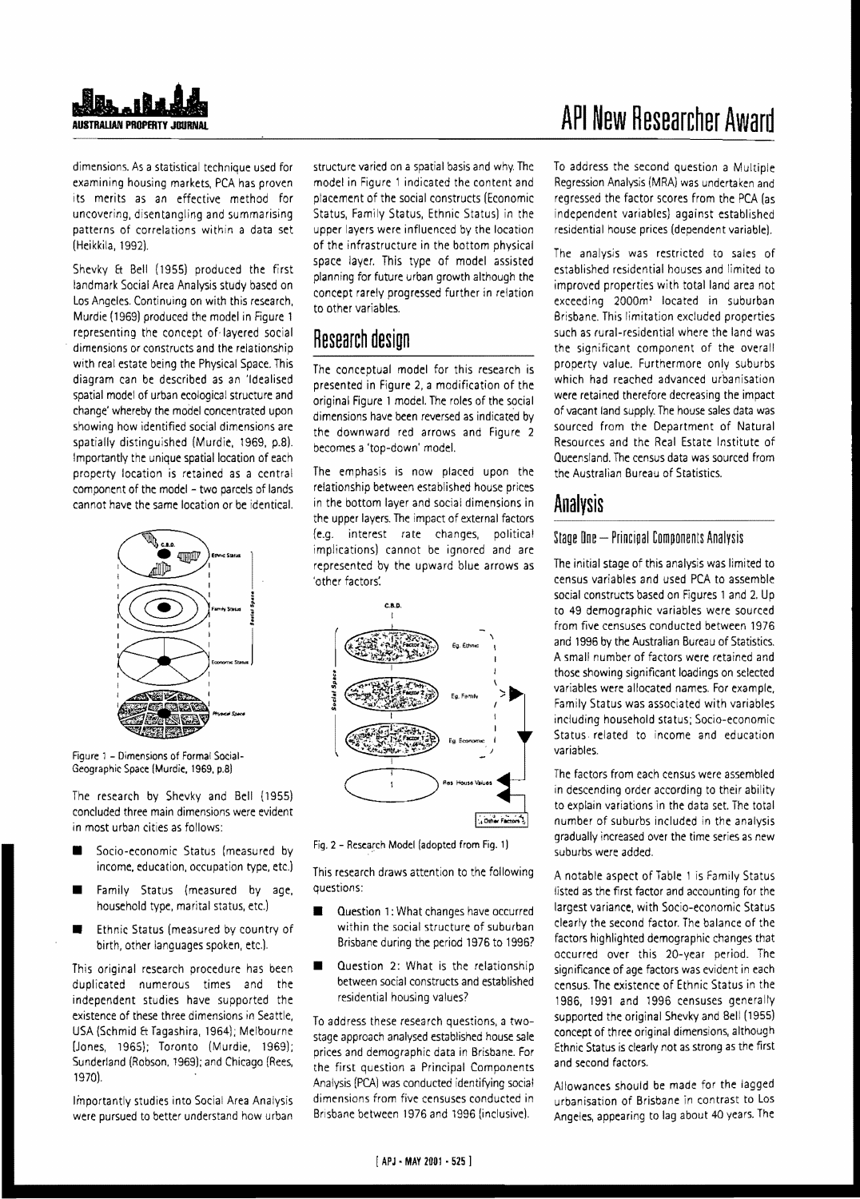dimensions. As a statistical technique used for examining housing markets, PCA has proven its merits as an effective method for uncovering, disentangling and summarising patterns of correlations within a data set (Heikkila, 1992).

Shevky & Bell (1955) produced the first landmark Social Area Analysis study based on Los Angeles. Continuing on with this research, Murdie (1969) produced the model in Figure 1 representing the concept of layered social dimensions or constructs and the relationship with real estate being the Physical Space. This diagram can be described as an 'Idealised spatial model of urban ecological structure and change' whereby the model concentrated upon showing how identified social dimensions are spatially distinguished (Murdie, 1969, p.8). Importantly the unique spatial location of each property location is retained as a central component of the model – two parcels of lands cannot have the same location or be identical.

Figure 1 – Dimensions of Formal Social-Geographic Space (Murdie, 1969, p.8)

The research by Shevky and Bell (1955) concluded three main dimensions were evident in most urban cities as follows:

- Socio-economic Status (measured by income, education, occupation type, etc.)
- Family Status (measured by age, household type, marital status, etc.)
- Ethnic Status (measured by country of birth, other languages spoken, etc.).

This original research procedure has been duplicated numerous times and the independent studies have supported the existence of these three dimensions in Seattle, USA (Schmid & Tagashira, 1964); Melbourne (Jones, 1965); Toronto (Murdie, 1969); Sunderland (Robson, 1969); and Chicago (Rees, 1970).

Importantly studies into Social Area Analysis were pursued to better understand how urban structure varied on a spatial basis and why. The model in Figure 1 indicated the content and placement of the social constructs (Economic Status, Family Status, Ethnic Status) in the upper layers were influenced by the location of the infrastructure in the bottom physical space layer. This type of model assisted planning for future urban growth although the concept rarely progressed further in relation to other variables.

## Research design

The conceptual model for this research is presented in Figure 2, a modification of the original Figure 1 model. The roles of the social dimensions have been reversed as indicated by the downward red arrows and Figure 2 becomes a 'top-down' model.

The emphasis is now placed upon the relationship between established house prices in the bottom layer and social dimensions in the upper layers. The impact of external factors (e.g. interest rate changes, political implications) cannot be ignored and are represented by the upward blue arrows as 'other factors'.

Fig. 2 – Research Model (adopted from Fig. 1)

This research draws attention to the following questions:

- Question 1: What changes have occurred within the social structure of suburban Brisbane during the period 1976 to 1996?
- Question 2: What is the relationship between social constructs and established residential housing values?

To address these research questions, a two-stage approach analysed established house sale prices and demographic data in Brisbane. For the first question a Principal Components Analysis (PCA) was conducted identifying social dimensions from five censuses conducted in Brisbane between 1976 and 1996 (inclusive).

To address the second question a Multiple Regression Analysis (MRA) was undertaken and regressed the factor scores from the PCA (as independent variables) against established residential house prices (dependent variable).

The analysis was restricted to sales of established residential houses and limited to improved properties with total land area not exceeding 2000m² located in suburban Brisbane. This limitation excluded properties such as rural-residential where the land was the significant component of the overall property value. Furthermore only suburbs which had reached advanced urbanisation were retained therefore decreasing the impact of vacant land supply. The house sales data was sourced from the Department of Natural Resources and the Real Estate Institute of Queensland. The census data was sourced from the Australian Bureau of Statistics.

## Analysis

### Stage One – Principal Components Analysis

The initial stage of this analysis was limited to census variables and used PCA to assemble social constructs based on Figures 1 and 2. Up to 49 demographic variables were sourced from five censuses conducted between 1976 and 1996 by the Australian Bureau of Statistics. A small number of factors were retained and those showing significant loadings on selected variables were allocated names. For example, Family Status was associated with variables including household status; Socio-economic Status related to income and education variables.

The factors from each census were assembled in descending order according to their ability to explain variations in the data set. The total number of suburbs included in the analysis gradually increased over the time series as new suburbs were added.

A notable aspect of Table 1 is Family Status listed as the first factor and accounting for the largest variance, with Socio-economic Status clearly the second factor. The balance of the factors highlighted demographic changes that occurred over this 20-year period. The significance of age factors was evident in each census. The existence of Ethnic Status in the 1986, 1991 and 1996 censuses generally supported the original Shevky and Bell (1955) concept of three original dimensions, although Ethnic Status is clearly not as strong as the first and second factors.

Allowances should be made for the lagged urbanisation of Brisbane in contrast to Los Angeles, appearing to lag about 40 years. The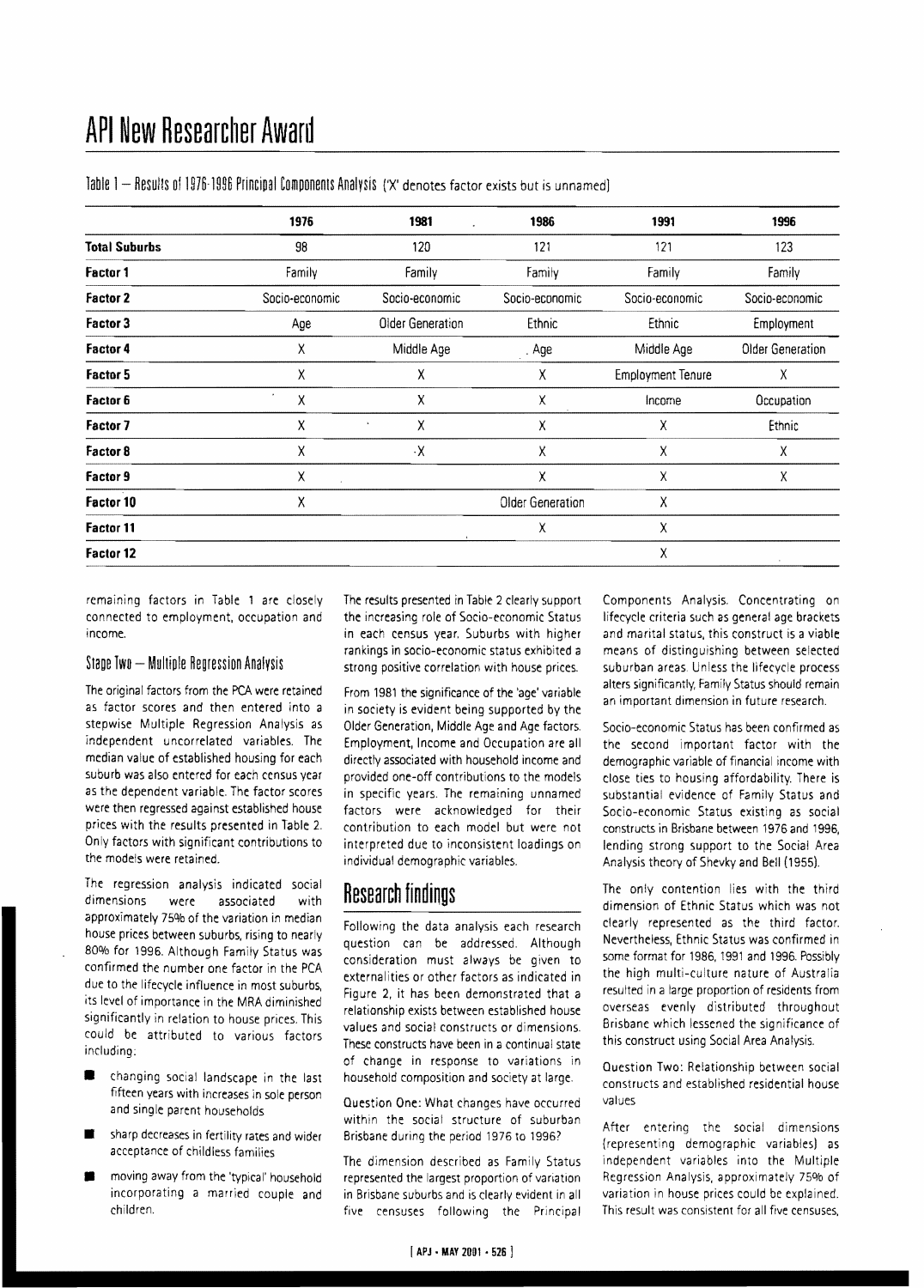Table 1 – Results of 1976-1996 Principal Components Analysis ('X' denotes factor exists but is unnamed)

| | 1976 | 1981 | 1986 | 1991 | 1996 |
|---|---|---|---|---|---|
| **Total Suburbs** | 98 | 120 | 121 | 121 | 123 |
| **Factor 1** | Family | Family | Family | Family | Family |
| **Factor 2** | Socio-economic | Socio-economic | Socio-economic | Socio-economic | Socio-economic |
| **Factor 3** | Age | Older Generation | Ethnic | Ethnic | Employment |
| **Factor 4** | X | Middle Age | Age | Middle Age | Older Generation |
| **Factor 5** | X | X | X | Employment Tenure | X |
| **Factor 6** | X | X | X | Income | Occupation |
| **Factor 7** | X | X | X | X | Ethnic |
| **Factor 8** | X | X | X | X | X |
| **Factor 9** | X | | X | X | X |
| **Factor 10** | X | | Older Generation | X | |
| **Factor 11** | | | X | X | |
| **Factor 12** | | | | X | |

remaining factors in Table 1 are closely connected to employment, occupation and income.

### Stage Two – Multiple Regression Analysis

The original factors from the PCA were retained as factor scores and then entered into a stepwise Multiple Regression Analysis as independent uncorrelated variables. The median value of established housing for each suburb was also entered for each census year as the dependent variable. The factor scores were then regressed against established house prices with the results presented in Table 2. Only factors with significant contributions to the models were retained.

The regression analysis indicated social dimensions were associated with approximately 75% of the variation in median house prices between suburbs, rising to nearly 80% for 1996. Although Family Status was confirmed the number one factor in the PCA due to the lifecycle influence in most suburbs, its level of importance in the MRA diminished significantly in relation to house prices. This could be attributed to various factors including:

- changing social landscape in the last fifteen years with increases in sole person and single parent households
- sharp decreases in fertility rates and wider acceptance of childless families
- moving away from the 'typical' household incorporating a married couple and children.

The results presented in Table 2 clearly support the increasing role of Socio-economic Status in each census year. Suburbs with higher rankings in socio-economic status exhibited a strong positive correlation with house prices.

From 1981 the significance of the 'age' variable in society is evident being supported by the Older Generation, Middle Age and Age factors. Employment, Income and Occupation are all directly associated with household income and provided one-off contributions to the models in specific years. The remaining unnamed factors were acknowledged for their contribution to each model but were not interpreted due to inconsistent loadings on individual demographic variables.

## Research findings

Following the data analysis each research question can be addressed. Although consideration must always be given to externalities or other factors as indicated in Figure 2, it has been demonstrated that a relationship exists between established house values and social constructs or dimensions. These constructs have been in a continual state of change in response to variations in household composition and society at large.

Question One: What changes have occurred within the social structure of suburban Brisbane during the period 1976 to 1996?

The dimension described as Family Status represented the largest proportion of variation in Brisbane suburbs and is clearly evident in all five censuses following the Principal Components Analysis. Concentrating on lifecycle criteria such as general age brackets and marital status, this construct is a viable means of distinguishing between selected suburban areas. Unless the lifecycle process alters significantly, Family Status should remain an important dimension in future research.

Socio-economic Status has been confirmed as the second important factor with the demographic variable of financial income with close ties to housing affordability. There is substantial evidence of Family Status and Socio-economic Status existing as social constructs in Brisbane between 1976 and 1996, lending strong support to the Social Area Analysis theory of Shevky and Bell (1955).

The only contention lies with the third dimension of Ethnic Status which was not clearly represented as the third factor. Nevertheless, Ethnic Status was confirmed in some format for 1986, 1991 and 1996. Possibly the high multi-culture nature of Australia resulted in a large proportion of residents from overseas evenly distributed throughout Brisbane which lessened the significance of this construct using Social Area Analysis.

Question Two: Relationship between social constructs and established residential house values

After entering the social dimensions (representing demographic variables) as independent variables into the Multiple Regression Analysis, approximately 75% of variation in house prices could be explained. This result was consistent for all five censuses,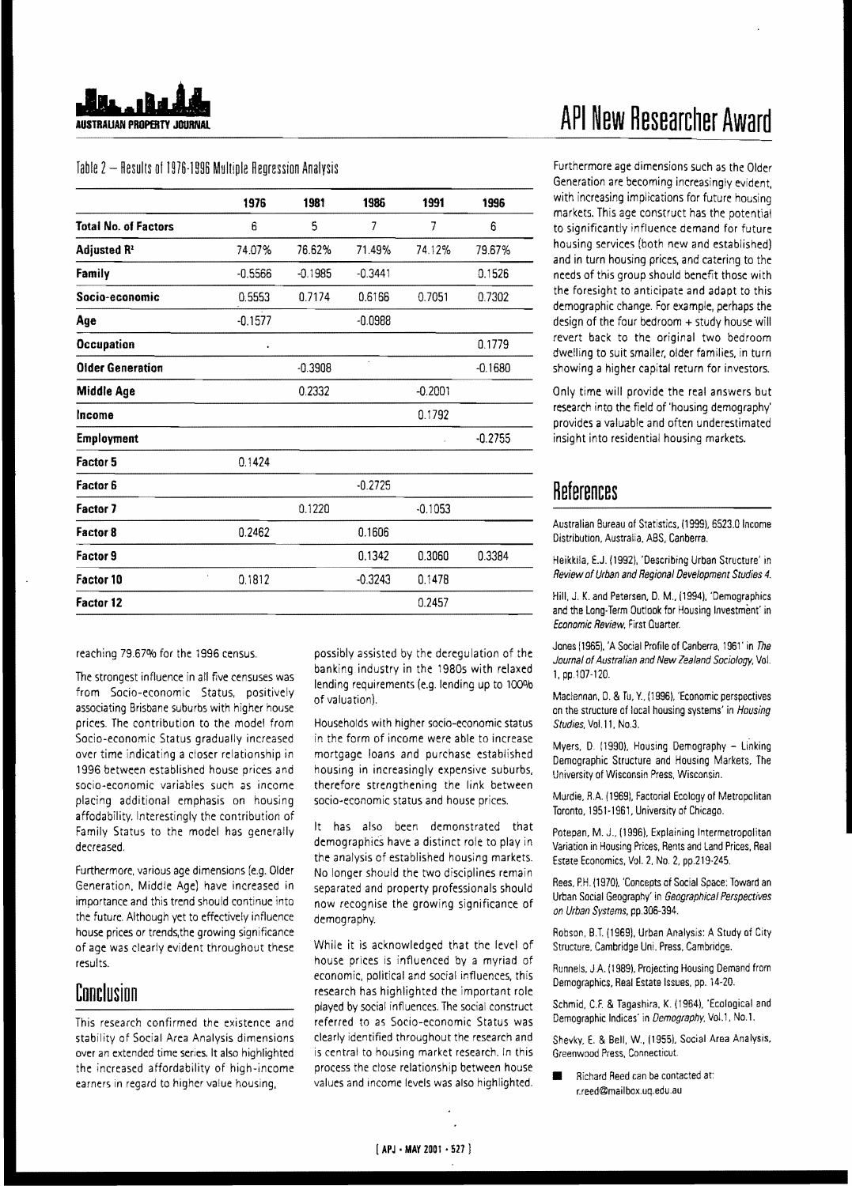Table 2 – Results of 1976-1996 Multiple Regression Analysis

| | 1976 | 1981 | 1986 | 1991 | 1996 |
|---|---|---|---|---|---|
| **Total No. of Factors** | 6 | 5 | 7 | 7 | 6 |
| **Adjusted R²** | 74.07% | 76.62% | 71.49% | 74.12% | 79.67% |
| **Family** | -0.5566 | -0.1985 | -0.3441 | | 0.1526 |
| **Socio-economic** | 0.5553 | 0.7174 | 0.6166 | 0.7051 | 0.7302 |
| **Age** | -0.1577 | | -0.0988 | | |
| **Occupation** | | | | | 0.1779 |
| **Older Generation** | | -0.3908 | | | -0.1680 |
| **Middle Age** | | 0.2332 | | -0.2001 | |
| **Income** | | | | 0.1792 | |
| **Employment** | | | | | -0.2755 |
| **Factor 5** | 0.1424 | | | | |
| **Factor 6** | | | -0.2725 | | |
| **Factor 7** | | 0.1220 | | -0.1053 | |
| **Factor 8** | 0.2462 | | 0.1606 | | |
| **Factor 9** | | | 0.1342 | 0.3060 | 0.3384 |
| **Factor 10** | 0.1812 | | -0.3243 | 0.1478 | |
| **Factor 12** | | | | 0.2457 | |

reaching 79.67% for the 1996 census.

The strongest influence in all five censuses was from Socio-economic Status, positively associating Brisbane suburbs with higher house prices. The contribution to the model from Socio-economic Status gradually increased over time indicating a closer relationship in 1996 between established house prices and socio-economic variables such as income placing additional emphasis on housing affordability. Interestingly the contribution of Family Status to the model has generally decreased.

Furthermore, various age dimensions (e.g. Older Generation, Middle Age) have increased in importance and this trend should continue into the future. Although yet to effectively influence house prices or trends,the growing significance of age was clearly evident throughout these results.

## Conclusion

This research confirmed the existence and stability of Social Area Analysis dimensions over an extended time series. It also highlighted the increased affordability of high-income earners in regard to higher value housing, possibly assisted by the deregulation of the banking industry in the 1980s with relaxed lending requirements (e.g. lending up to 100% of valuation).

Households with higher socio-economic status in the form of income were able to increase mortgage loans and purchase established housing in increasingly expensive suburbs, therefore strengthening the link between socio-economic status and house prices.

It has also been demonstrated that demographics have a distinct role to play in the analysis of established housing markets. No longer should the two disciplines remain separated and property professionals should now recognise the growing significance of demography.

While it is acknowledged that the level of house prices is influenced by a myriad of economic, political and social influences, this research has highlighted the important role played by social influences. The social construct referred to as Socio-economic Status was clearly identified throughout the research and is central to housing market research. In this process the close relationship between house values and income levels was also highlighted.

Furthermore age dimensions such as the Older Generation are becoming increasingly evident, with increasing implications for future housing markets. This age construct has the potential to significantly influence demand for future housing services (both new and established) and in turn housing prices, and catering to the needs of this group should benefit those with the foresight to anticipate and adapt to this demographic change. For example, perhaps the design of the four bedroom + study house will revert back to the original two bedroom dwelling to suit smaller, older families, in turn showing a higher capital return for investors.

Only time will provide the real answers but research into the field of 'housing demography' provides a valuable and often underestimated insight into residential housing markets.

## References

Australian Bureau of Statistics, (1999), 6523.0 Income Distribution, Australia, ABS, Canberra.

Heikkila, E.J. (1992), 'Describing Urban Structure' in *Review of Urban and Regional Development Studies 4*.

Hill, J. K. and Petersen, D. M., (1994), 'Demographics and the Long-Term Outlook for Housing Investment' in *Economic Review*, First Quarter.

Jones (1965), 'A Social Profile of Canberra, 1961' in *The Journal of Australian and New Zealand Sociology*, Vol. 1, pp.107-120.

Maclennan, D. & Tu, Y., (1996), 'Economic perspectives on the structure of local housing systems' in *Housing Studies*, Vol.11, No.3.

Myers, D. (1990), Housing Demography – Linking Demographic Structure and Housing Markets, The University of Wisconsin Press, Wisconsin.

Murdie, R.A. (1969), Factorial Ecology of Metropolitan Toronto, 1951-1961, University of Chicago.

Potepan, M. J., (1996), Explaining Intermetropolitan Variation in Housing Prices, Rents and Land Prices, Real Estate Economics, Vol. 2, No. 2, pp.219-245.

Rees, P.H. (1970), 'Concepts of Social Space: Toward an Urban Social Geography' in *Geographical Perspectives on Urban Systems*, pp.306-394.

Robson, B.T. (1969), Urban Analysis: A Study of City Structure, Cambridge Uni. Press, Cambridge.

Runnels, J.A. (1989), Projecting Housing Demand from Demographics, Real Estate Issues, pp. 14-20.

Schmid, C.F. & Tagashira, K. (1964), 'Ecological and Demographic Indices' in *Demography*, Vol.1, No.1.

Shevky, E. & Bell, W., (1955), Social Area Analysis, Greenwood Press, Connecticut.

Richard Reed can be contacted at: r.reed@mailbox.uq.edu.au